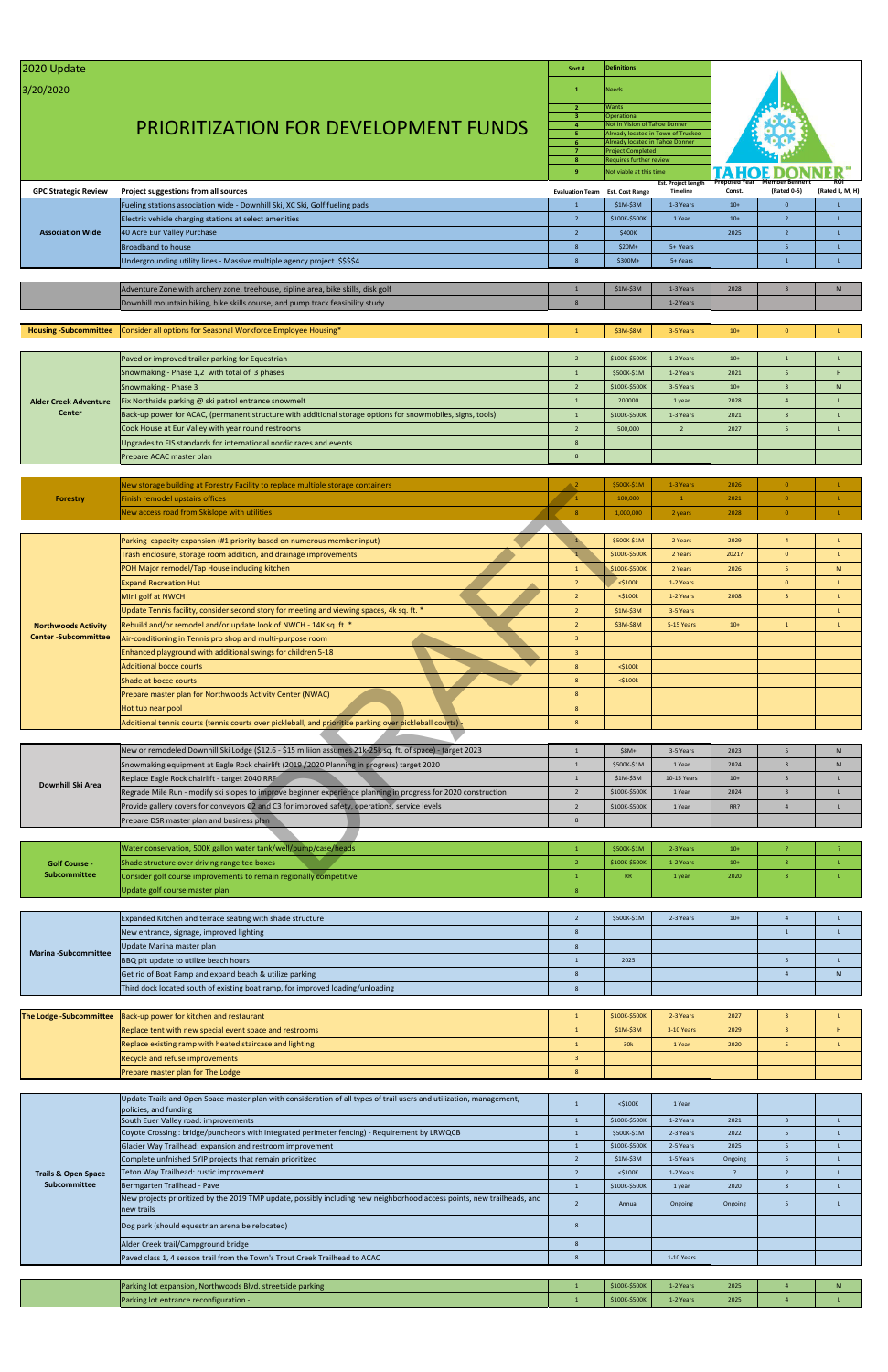2020 Update

3/20/2020

# PRIORITIZATION FOR DEVELOPMENT FUNDS

| Sort # | Definitions |
|---|---|
| 1 | Needs |
| 2 | Wants |
| 3 | Operational |
| 4 | Not in Vision of Tahoe Donner |
| 5 | Already located in Town of Truckee |
| 6 | Already located in Tahoe Donner |
| 7 | Project Completed |
| 8 | Requires further review |
| 9 | Not viable at this time |

TAHOE DONNER

| GPC Strategic Review | Project suggestions from all sources | Evaluation Team | Est. Cost Range | Est. Project Length Timeline | Proposed Year Const. | Member Benefit (Rated 0-5) | ROI (Rated L, M, H) |
|---|---|---|---|---|---|---|---|
| Association Wide | Fueling stations association wide - Downhill Ski, XC Ski, Golf fueling pads | 1 | $1M-$3M | 1-3 Years | 10+ | 0 | L |
| | Electric vehicle charging stations at select amenities | 2 | $100K-$500K | 1 Year | 10+ | 2 | L |
| | 40 Acre Eur Valley Purchase | 2 | $400K | | 2025 | 2 | L |
| | Broadband to house | 8 | $20M+ | 5+ Years | | 5 | L |
| | Undergrounding utility lines - Massive multiple agency project $$$$4 | 8 | $300M+ | 5+ Years | | 1 | L |
| | | | | | | | |
| | Adventure Zone with archery zone, treehouse, zipline area, bike skills, disk golf | 1 | $1M-$3M | 1-3 Years | 2028 | 3 | M |
| | Downhill mountain biking, bike skills course, and pump track feasibility study | 8 | | 1-2 Years | | | |
| | | | | | | | |
| Housing -Subcommittee | Consider all options for Seasonal Workforce Employee Housing* | 1 | $3M-$8M | 3-5 Years | 10+ | 0 | L |
| | | | | | | | |
| Alder Creek Adventure Center | Paved or improved trailer parking for Equestrian | 2 | $100K-$500K | 1-2 Years | 10+ | 1 | L |
| | Snowmaking - Phase 1,2 with total of 3 phases | 1 | $500K-$1M | 1-2 Years | 2021 | 5 | H |
| | Snowmaking - Phase 3 | 2 | $100K-$500K | 3-5 Years | 10+ | 3 | M |
| | Fix Northside parking @ ski patrol entrance snowmelt | 1 | 200000 | 1 year | 2028 | 4 | L |
| | Back-up power for ACAC, (permanent structure with additional storage options for snowmobiles, signs, tools) | 1 | $100K-$500K | 1-3 Years | 2021 | 3 | L |
| | Cook House at Eur Valley with year round restrooms | 2 | 500,000 | 2 | 2027 | 5 | L |
| | Upgrades to FIS standards for international nordic races and events | 8 | | | | | |
| | Prepare ACAC master plan | 8 | | | | | |
| | | | | | | | |
| Forestry | New storage building at Forestry Facility to replace multiple storage containers | 2 | $500K-$1M | 1-3 Years | 2026 | 0 | L |
| | Finish remodel upstairs offices | 1 | 100,000 | 1 | 2021 | 0 | L |
| | New access road from Skislope with utilities | 8 | 1,000,000 | 2 years | 2028 | 0 | L |
| | | | | | | | |
| Northwoods Activity Center -Subcommittee | Parking capacity expansion (#1 priority based on numerous member input) | 1 | $500K-$1M | 2 Years | 2029 | 4 | L |
| | Trash enclosure, storage room addition, and drainage improvements | 1 | $100K-$500K | 2 Years | 2021? | 0 | L |
| | POH Major remodel/Tap House including kitchen | 1 | $100K-$500K | 2 Years | 2026 | 5 | M |
| | Expand Recreation Hut | 2 | <$100k | 1-2 Years | | 0 | L |
| | Mini golf at NWCH | 2 | <$100k | 1-2 Years | 2008 | 3 | L |
| | Update Tennis facility, consider second story for meeting and viewing spaces, 4k sq. ft. * | 2 | $1M-$3M | 3-5 Years | | | L |
| | Rebuild and/or remodel and/or update look of NWCH - 14K sq. ft. * | 2 | $3M-$8M | 5-15 Years | 10+ | 1 | L |
| | Air-conditioning in Tennis pro shop and multi-purpose room | 3 | | | | | |
| | Enhanced playground with additional swings for children 5-18 | 3 | | | | | |
| | Additional bocce courts | 8 | <$100k | | | | |
| | Shade at bocce courts | 8 | <$100k | | | | |
| | Prepare master plan for Northwoods Activity Center (NWAC) | 8 | | | | | |
| | Hot tub near pool | 8 | | | | | |
| | Additional tennis courts (tennis courts over pickleball, and prioritize parking over pickleball courts) - | 8 | | | | | |
| | | | | | | | |
| Downhill Ski Area | New or remodeled Downhill Ski Lodge ($12.6 - $15 million assumes 21k-25k sq. ft. of space) - target 2023 | 1 | $8M+ | 3-5 Years | 2023 | 5 | M |
| | Snowmaking equipment at Eagle Rock chairlift (2019 /2020 Planning in progress) target 2020 | 1 | $500K-$1M | 1 Year | 2024 | 3 | M |
| | Replace Eagle Rock chairlift - target 2040 RRF | 1 | $1M-$3M | 10-15 Years | 10+ | 3 | L |
| | Regrade Mile Run - modify ski slopes to improve beginner experience planning in progress for 2020 construction | 2 | $100K-$500K | 1 Year | 2024 | 3 | L |
| | Provide gallery covers for conveyors C2 and C3 for improved safety, operations, service levels | 2 | $100K-$500K | 1 Year | RR? | 4 | L |
| | Prepare DSR master plan and business plan | 8 | | | | | |
| | | | | | | | |
| Golf Course - Subcommittee | Water conservation, 500K gallon water tank/well/pump/case/heads | 1 | $500K-$1M | 2-3 Years | 10+ | ? | ? |
| | Shade structure over driving range tee boxes | 2 | $100K-$500K | 1-2 Years | 10+ | 3 | L |
| | Consider golf course improvements to remain regionally competitive | 1 | RR | 1 year | 2020 | 3 | L |
| | Update golf course master plan | 8 | | | | | |
| | | | | | | | |
| Marina -Subcommittee | Expanded Kitchen and terrace seating with shade structure | 2 | $500K-$1M | 2-3 Years | 10+ | 4 | L |
| | New entrance, signage, improved lighting | 8 | | | | 1 | L |
| | Update Marina master plan | 8 | | | | | |
| | BBQ pit update to utilize beach hours | 1 | 2025 | | | 5 | L |
| | Get rid of Boat Ramp and expand beach & utilize parking | 8 | | | | 4 | M |
| | Third dock located south of existing boat ramp, for improved loading/unloading | 8 | | | | | |
| | | | | | | | |
| The Lodge -Subcommittee | Back-up power for kitchen and restaurant | 1 | $100K-$500K | 2-3 Years | 2027 | 3 | L |
| | Replace tent with new special event space and restrooms | 1 | $1M-$3M | 3-10 Years | 2029 | 3 | H |
| | Replace existing ramp with heated staircase and lighting | 1 | 30k | 1 Year | 2020 | 5 | L |
| | Recycle and refuse improvements | 3 | | | | | |
| | Prepare master plan for The Lodge | 8 | | | | | |
| | | | | | | | |
| Trails & Open Space Subcommittee | Update Trails and Open Space master plan with consideration of all types of trail users and utilization, management, policies, and funding | 1 | <$100K | 1 Year | | | |
| | South Euer Valley road: improvements | 1 | $100K-$500K | 1-2 Years | 2021 | 3 | L |
| | Coyote Crossing : bridge/puncheons with integrated perimeter fencing) - Requirement by LRWQCB | 1 | $500K-$1M | 2-3 Years | 2022 | 5 | L |
| | Glacier Way Trailhead: expansion and restroom improvement | 1 | $100K-$500K | 2-5 Years | 2025 | 5 | L |
| | Complete unfinished 5YIP projects that remain prioritized | 2 | $1M-$3M | 1-5 Years | Ongoing | 5 | L |
| | Teton Way Trailhead: rustic improvement | 2 | <$100K | 1-2 Years | ? | 2 | L |
| | Berngarten Trailhead - Pave | 1 | $100K-$500K | 1 year | 2020 | 3 | L |
| | New projects prioritized by the 2019 TMP update, possibly including new neighborhood access points, new trailheads, and new trails | 2 | Annual | Ongoing | Ongoing | 5 | L |
| | Dog park (should equestrian arena be relocated) | 8 | | | | | |
| | Alder Creek trail/Campground bridge | 8 | | | | | |
| | Paved class 1, 4 season trail from the Town's Trout Creek Trailhead to ACAC | 8 | | 1-10 Years | | | |
| | | | | | | | |
| | Parking lot expansion, Northwoods Blvd. streetside parking | 1 | $100K-$500K | 1-2 Years | 2025 | 4 | M |
| | Parking lot entrance reconfiguration - | 1 | $100K-$500K | 1-2 Years | 2025 | 4 | L |

DRAFT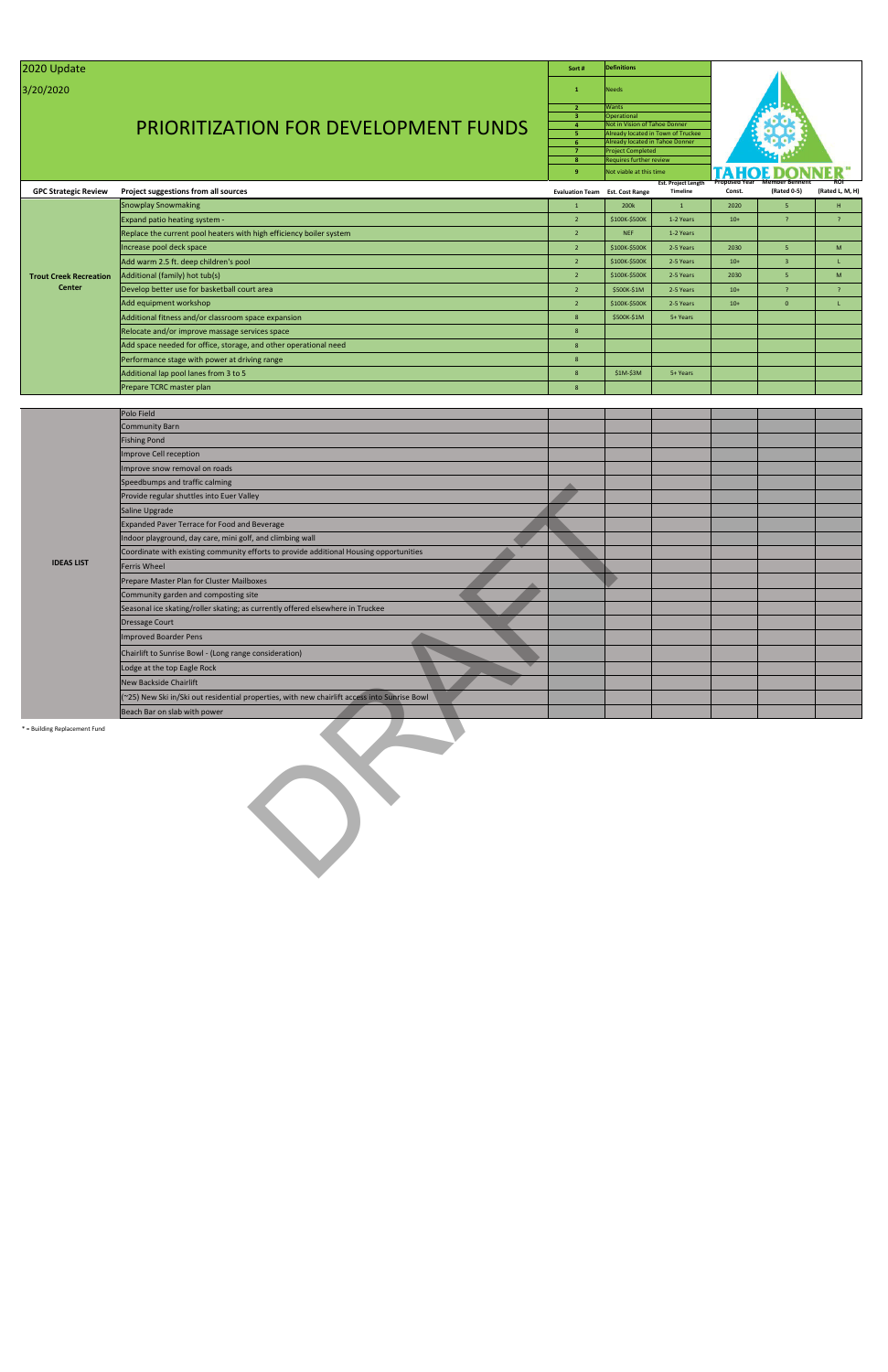2020 Update

3/20/2020

# PRIORITIZATION FOR DEVELOPMENT FUNDS

| Sort # | Definitions |
| --- | --- |
| 1 | Needs |
| 2 | Wants |
| 3 | Operational |
| 4 | Not in Vision of Tahoe Donner |
| 5 | Already located in Town of Truckee |
| 6 | Already located in Tahoe Donner |
| 7 | Project Completed |
| 8 | Requires further review |
| 9 | Not viable at this time |

TAHOE DONNER

| GPC Strategic Review | Project suggestions from all sources | Evaluation Team | Est. Cost Range | Est. Project Length Timeline | Proposed Year Const. | Member Benefit (Rated 0-5) | ROI (Rated L, M, H) |
| --- | --- | --- | --- | --- | --- | --- | --- |
| Trout Creek Recreation Center | Snowplay Snowmaking | 1 | 200k | 1 | 2020 | 5 | H |
| | Expand patio heating system - | 2 | $100K-$500K | 1-2 Years | 10+ | ? | ? |
| | Replace the current pool heaters with high efficiency boiler system | 2 | NEF | 1-2 Years | | | |
| | Increase pool deck space | 2 | $100K-$500K | 2-5 Years | 2030 | 5 | M |
| | Add warm 2.5 ft. deep children's pool | 2 | $100K-$500K | 2-5 Years | 10+ | 3 | L |
| | Additional (family) hot tub(s) | 2 | $100K-$500K | 2-5 Years | 2030 | 5 | M |
| | Develop better use for basketball court area | 2 | $500K-$1M | 2-5 Years | 10+ | ? | ? |
| | Add equipment workshop | 2 | $100K-$500K | 2-5 Years | 10+ | 0 | L |
| | Additional fitness and/or classroom space expansion | 8 | $500K-$1M | 5+ Years | | | |
| | Relocate and/or improve massage services space | 8 | | | | | |
| | Add space needed for office, storage, and other operational need | 8 | | | | | |
| | Performance stage with power at driving range | 8 | | | | | |
| | Additional lap pool lanes from 3 to 5 | 8 | $1M-$3M | 5+ Years | | | |
| | Prepare TCRC master plan | 8 | | | | | |

| | | | | | | | |
| --- | --- | --- | --- | --- | --- | --- | --- |
| IDEAS LIST | Polo Field | | | | | | |
| | Community Barn | | | | | | |
| | Fishing Pond | | | | | | |
| | Improve Cell reception | | | | | | |
| | Improve snow removal on roads | | | | | | |
| | Speedbumps and traffic calming | | | | | | |
| | Provide regular shuttles into Euer Valley | | | | | | |
| | Saline Upgrade | | | | | | |
| | Expanded Paver Terrace for Food and Beverage | | | | | | |
| | Indoor playground, day care, mini golf, and climbing wall | | | | | | |
| | Coordinate with existing community efforts to provide additional Housing opportunities | | | | | | |
| | Ferris Wheel | | | | | | |
| | Prepare Master Plan for Cluster Mailboxes | | | | | | |
| | Community garden and composting site | | | | | | |
| | Seasonal ice skating/roller skating; as currently offered elsewhere in Truckee | | | | | | |
| | Dressage Court | | | | | | |
| | Improved Boarder Pens | | | | | | |
| | Chairlift to Sunrise Bowl - (Long range consideration) | | | | | | |
| | Lodge at the top Eagle Rock | | | | | | |
| | New Backside Chairlift | | | | | | |
| | (~25) New Ski in/Ski out residential properties, with new chairlift access into Sunrise Bowl | | | | | | |
| | Beach Bar on slab with power | | | | | | |

* = Building Replacement Fund

DRAFT